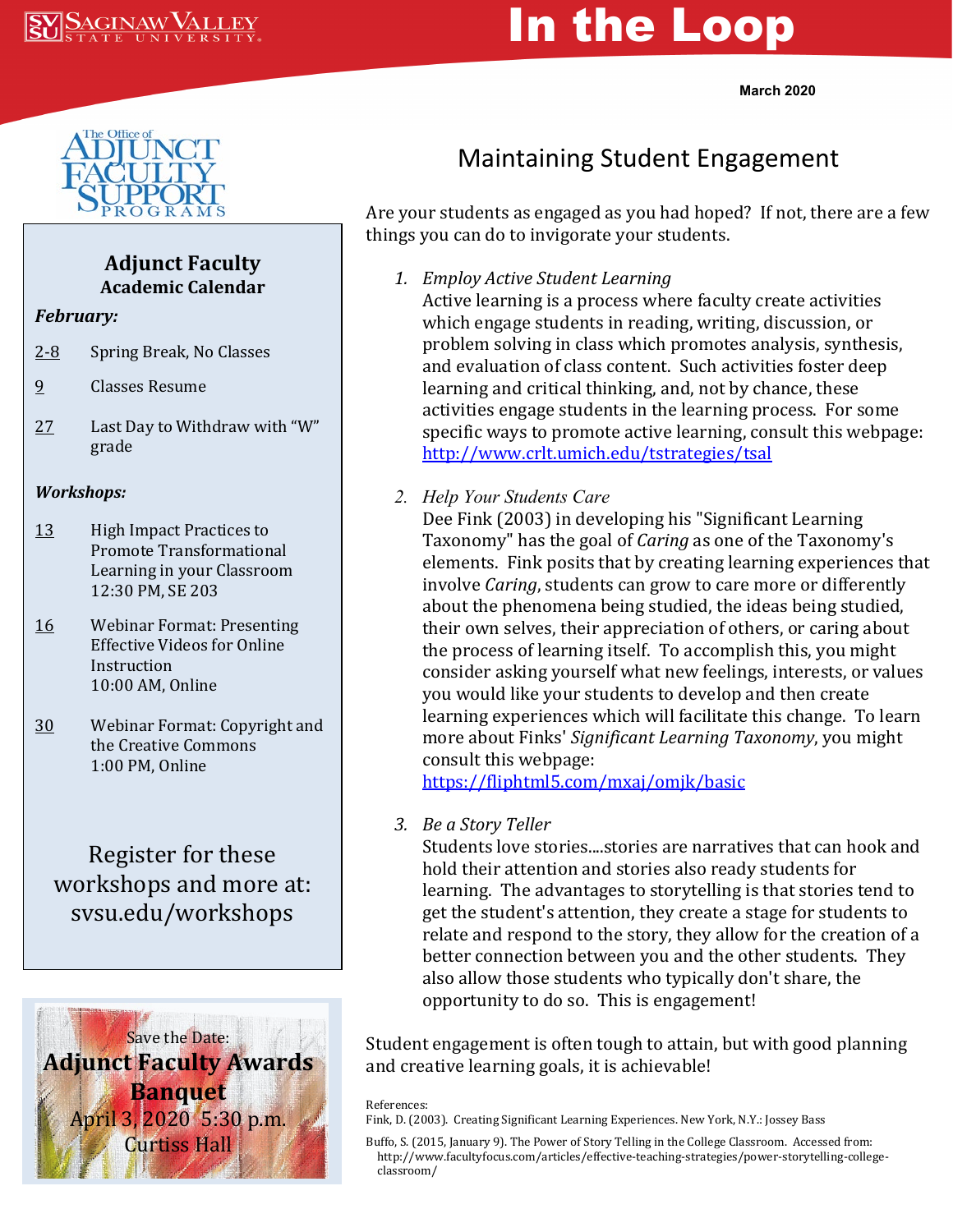# In the Loop

March 2020

The Office of Adjunct Faculty Support Programs

## Adjunct Faculty Academic Calendar

***February:***

2-8 Spring Break, No Classes

9 Classes Resume

27 Last Day to Withdraw with "W" grade

***Workshops:***

13 High Impact Practices to Promote Transformational Learning in your Classroom
12:30 PM, SE 203

16 Webinar Format: Presenting Effective Videos for Online Instruction
10:00 AM, Online

30 Webinar Format: Copyright and the Creative Commons
1:00 PM, Online

Register for these workshops and more at: svsu.edu/workshops

Save the Date:
**Adjunct Faculty Awards Banquet**
April 3, 2020 5:30 p.m.
Curtiss Hall

## Maintaining Student Engagement

Are your students as engaged as you had hoped? If not, there are a few things you can do to invigorate your students.

1. *Employ Active Student Learning*
   Active learning is a process where faculty create activities which engage students in reading, writing, discussion, or problem solving in class which promotes analysis, synthesis, and evaluation of class content. Such activities foster deep learning and critical thinking, and, not by chance, these activities engage students in the learning process. For some specific ways to promote active learning, consult this webpage: http://www.crlt.umich.edu/tstrategies/tsal

2. *Help Your Students Care*
   Dee Fink (2003) in developing his "Significant Learning Taxonomy" has the goal of *Caring* as one of the Taxonomy's elements. Fink posits that by creating learning experiences that involve *Caring*, students can grow to care more or differently about the phenomena being studied, the ideas being studied, their own selves, their appreciation of others, or caring about the process of learning itself. To accomplish this, you might consider asking yourself what new feelings, interests, or values you would like your students to develop and then create learning experiences which will facilitate this change. To learn more about Finks' *Significant Learning Taxonomy*, you might consult this webpage:
   https://fliphtml5.com/mxaj/omjk/basic

3. *Be a Story Teller*
   Students love stories....stories are narratives that can hook and hold their attention and stories also ready students for learning. The advantages to storytelling is that stories tend to get the student's attention, they create a stage for students to relate and respond to the story, they allow for the creation of a better connection between you and the other students. They also allow those students who typically don't share, the opportunity to do so. This is engagement!

Student engagement is often tough to attain, but with good planning and creative learning goals, it is achievable!

References:
Fink, D. (2003). Creating Significant Learning Experiences. New York, N.Y.: Jossey Bass

Buffo, S. (2015, January 9). The Power of Story Telling in the College Classroom. Accessed from: http://www.facultyfocus.com/articles/effective-teaching-strategies/power-storytelling-college-classroom/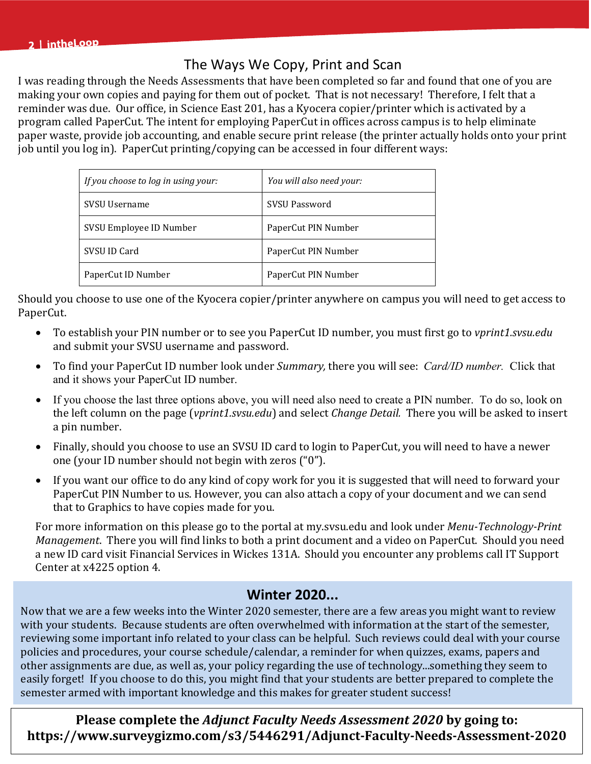## The Ways We Copy, Print and Scan

I was reading through the Needs Assessments that have been completed so far and found that one of you are making your own copies and paying for them out of pocket. That is not necessary! Therefore, I felt that a reminder was due. Our office, in Science East 201, has a Kyocera copier/printer which is activated by a program called PaperCut. The intent for employing PaperCut in offices across campus is to help eliminate paper waste, provide job accounting, and enable secure print release (the printer actually holds onto your print job until you log in). PaperCut printing/copying can be accessed in four different ways:

| *If you choose to log in using your:* | *You will also need your:* |
|---|---|
| SVSU Username | SVSU Password |
| SVSU Employee ID Number | PaperCut PIN Number |
| SVSU ID Card | PaperCut PIN Number |
| PaperCut ID Number | PaperCut PIN Number |

Should you choose to use one of the Kyocera copier/printer anywhere on campus you will need to get access to PaperCut.

- To establish your PIN number or to see you PaperCut ID number, you must first go to *vprint1.svsu.edu* and submit your SVSU username and password.
- To find your PaperCut ID number look under *Summary,* there you will see: *Card/ID number.* Click that and it shows your PaperCut ID number.
- If you choose the last three options above, you will need also need to create a PIN number. To do so, look on the left column on the page (*vprint1.svsu.edu*) and select *Change Detail.* There you will be asked to insert a pin number.
- Finally, should you choose to use an SVSU ID card to login to PaperCut, you will need to have a newer one (your ID number should not begin with zeros ("0").
- If you want our office to do any kind of copy work for you it is suggested that will need to forward your PaperCut PIN Number to us. However, you can also attach a copy of your document and we can send that to Graphics to have copies made for you.

For more information on this please go to the portal at my.svsu.edu and look under *Menu-Technology-Print Management*. There you will find links to both a print document and a video on PaperCut. Should you need a new ID card visit Financial Services in Wickes 131A. Should you encounter any problems call IT Support Center at x4225 option 4.

## Winter 2020...

Now that we are a few weeks into the Winter 2020 semester, there are a few areas you might want to review with your students. Because students are often overwhelmed with information at the start of the semester, reviewing some important info related to your class can be helpful. Such reviews could deal with your course policies and procedures, your course schedule/calendar, a reminder for when quizzes, exams, papers and other assignments are due, as well as, your policy regarding the use of technology...something they seem to easily forget! If you choose to do this, you might find that your students are better prepared to complete the semester armed with important knowledge and this makes for greater student success!

**Please complete the *Adjunct Faculty Needs Assessment 2020* by going to:**
**https://www.surveygizmo.com/s3/5446291/Adjunct-Faculty-Needs-Assessment-2020**